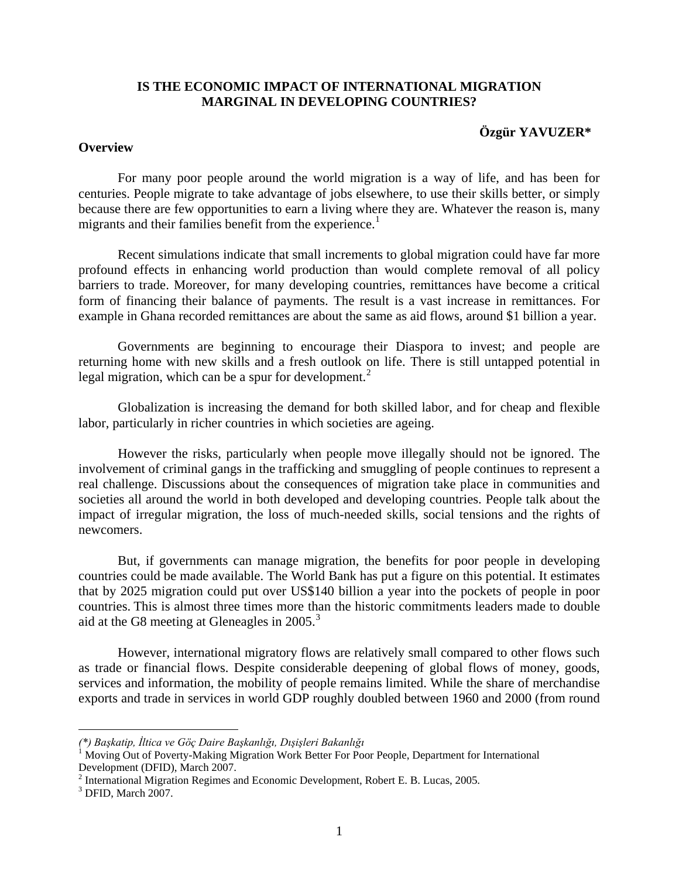# IS THE ECONOMIC IMPACT OF INTERNATIONAL MIGRATION MARGINAL IN DEVELOPING COUNTRIES?

**Özgür YAVUZER***

## Overview

For many poor people around the world migration is a way of life, and has been for centuries. People migrate to take advantage of jobs elsewhere, to use their skills better, or simply because there are few opportunities to earn a living where they are. Whatever the reason is, many migrants and their families benefit from the experience.[1]

Recent simulations indicate that small increments to global migration could have far more profound effects in enhancing world production than would complete removal of all policy barriers to trade. Moreover, for many developing countries, remittances have become a critical form of financing their balance of payments. The result is a vast increase in remittances. For example in Ghana recorded remittances are about the same as aid flows, around $1 billion a year.

Governments are beginning to encourage their Diaspora to invest; and people are returning home with new skills and a fresh outlook on life. There is still untapped potential in legal migration, which can be a spur for development.[2]

Globalization is increasing the demand for both skilled labor, and for cheap and flexible labor, particularly in richer countries in which societies are ageing.

However the risks, particularly when people move illegally should not be ignored. The involvement of criminal gangs in the trafficking and smuggling of people continues to represent a real challenge. Discussions about the consequences of migration take place in communities and societies all around the world in both developed and developing countries. People talk about the impact of irregular migration, the loss of much-needed skills, social tensions and the rights of newcomers.

But, if governments can manage migration, the benefits for poor people in developing countries could be made available. The World Bank has put a figure on this potential. It estimates that by 2025 migration could put over US$140 billion a year into the pockets of people in poor countries. This is almost three times more than the historic commitments leaders made to double aid at the G8 meeting at Gleneagles in 2005.[3]

However, international migratory flows are relatively small compared to other flows such as trade or financial flows. Despite considerable deepening of global flows of money, goods, services and information, the mobility of people remains limited. While the share of merchandise exports and trade in services in world GDP roughly doubled between 1960 and 2000 (from round

---

*(\*) Başkatip, İltica ve Göç Daire Başkanlığı, Dışişleri Bakanlığı*

[1] Moving Out of Poverty-Making Migration Work Better For Poor People, Department for International Development (DFID), March 2007.

[2] International Migration Regimes and Economic Development, Robert E. B. Lucas, 2005.

[3] DFID, March 2007.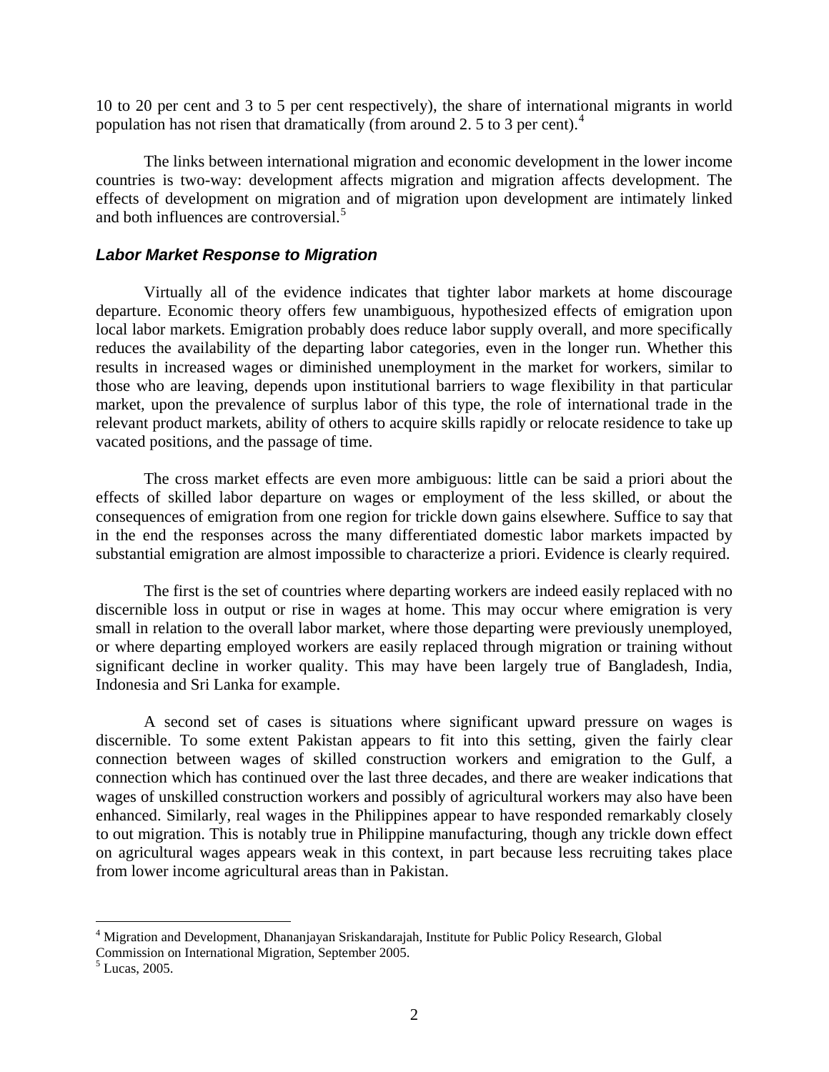10 to 20 per cent and 3 to 5 per cent respectively), the share of international migrants in world population has not risen that dramatically (from around 2. 5 to 3 per cent).[4]

The links between international migration and economic development in the lower income countries is two-way: development affects migration and migration affects development. The effects of development on migration and of migration upon development are intimately linked and both influences are controversial.[5]

### *Labor Market Response to Migration*

Virtually all of the evidence indicates that tighter labor markets at home discourage departure. Economic theory offers few unambiguous, hypothesized effects of emigration upon local labor markets. Emigration probably does reduce labor supply overall, and more specifically reduces the availability of the departing labor categories, even in the longer run. Whether this results in increased wages or diminished unemployment in the market for workers, similar to those who are leaving, depends upon institutional barriers to wage flexibility in that particular market, upon the prevalence of surplus labor of this type, the role of international trade in the relevant product markets, ability of others to acquire skills rapidly or relocate residence to take up vacated positions, and the passage of time.

The cross market effects are even more ambiguous: little can be said a priori about the effects of skilled labor departure on wages or employment of the less skilled, or about the consequences of emigration from one region for trickle down gains elsewhere. Suffice to say that in the end the responses across the many differentiated domestic labor markets impacted by substantial emigration are almost impossible to characterize a priori. Evidence is clearly required.

The first is the set of countries where departing workers are indeed easily replaced with no discernible loss in output or rise in wages at home. This may occur where emigration is very small in relation to the overall labor market, where those departing were previously unemployed, or where departing employed workers are easily replaced through migration or training without significant decline in worker quality. This may have been largely true of Bangladesh, India, Indonesia and Sri Lanka for example.

A second set of cases is situations where significant upward pressure on wages is discernible. To some extent Pakistan appears to fit into this setting, given the fairly clear connection between wages of skilled construction workers and emigration to the Gulf, a connection which has continued over the last three decades, and there are weaker indications that wages of unskilled construction workers and possibly of agricultural workers may also have been enhanced. Similarly, real wages in the Philippines appear to have responded remarkably closely to out migration. This is notably true in Philippine manufacturing, though any trickle down effect on agricultural wages appears weak in this context, in part because less recruiting takes place from lower income agricultural areas than in Pakistan.

---

[4] Migration and Development, Dhananjayan Sriskandarajah, Institute for Public Policy Research, Global Commission on International Migration, September 2005.

[5] Lucas, 2005.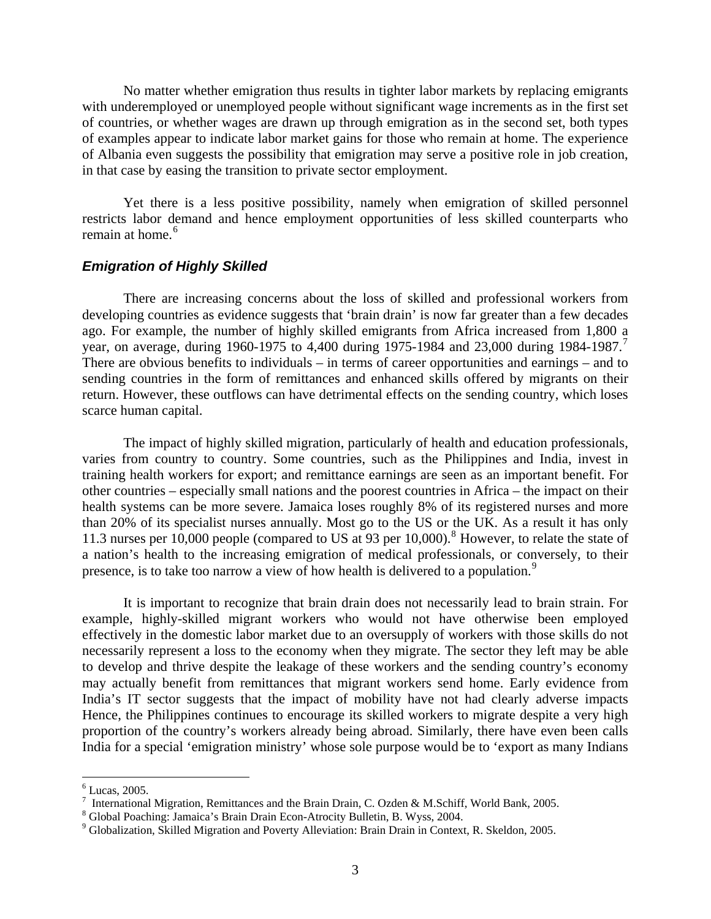No matter whether emigration thus results in tighter labor markets by replacing emigrants with underemployed or unemployed people without significant wage increments as in the first set of countries, or whether wages are drawn up through emigration as in the second set, both types of examples appear to indicate labor market gains for those who remain at home. The experience of Albania even suggests the possibility that emigration may serve a positive role in job creation, in that case by easing the transition to private sector employment.

Yet there is a less positive possibility, namely when emigration of skilled personnel restricts labor demand and hence employment opportunities of less skilled counterparts who remain at home.[6]

### *Emigration of Highly Skilled*

There are increasing concerns about the loss of skilled and professional workers from developing countries as evidence suggests that 'brain drain' is now far greater than a few decades ago. For example, the number of highly skilled emigrants from Africa increased from 1,800 a year, on average, during 1960-1975 to 4,400 during 1975-1984 and 23,000 during 1984-1987.[7] There are obvious benefits to individuals – in terms of career opportunities and earnings – and to sending countries in the form of remittances and enhanced skills offered by migrants on their return. However, these outflows can have detrimental effects on the sending country, which loses scarce human capital.

The impact of highly skilled migration, particularly of health and education professionals, varies from country to country. Some countries, such as the Philippines and India, invest in training health workers for export; and remittance earnings are seen as an important benefit. For other countries – especially small nations and the poorest countries in Africa – the impact on their health systems can be more severe. Jamaica loses roughly 8% of its registered nurses and more than 20% of its specialist nurses annually. Most go to the US or the UK. As a result it has only 11.3 nurses per 10,000 people (compared to US at 93 per 10,000).[8] However, to relate the state of a nation's health to the increasing emigration of medical professionals, or conversely, to their presence, is to take too narrow a view of how health is delivered to a population.[9]

It is important to recognize that brain drain does not necessarily lead to brain strain. For example, highly-skilled migrant workers who would not have otherwise been employed effectively in the domestic labor market due to an oversupply of workers with those skills do not necessarily represent a loss to the economy when they migrate. The sector they left may be able to develop and thrive despite the leakage of these workers and the sending country's economy may actually benefit from remittances that migrant workers send home. Early evidence from India's IT sector suggests that the impact of mobility have not had clearly adverse impacts Hence, the Philippines continues to encourage its skilled workers to migrate despite a very high proportion of the country's workers already being abroad. Similarly, there have even been calls India for a special 'emigration ministry' whose sole purpose would be to 'export as many Indians

---

[6] Lucas, 2005.

[7] International Migration, Remittances and the Brain Drain, C. Ozden & M.Schiff, World Bank, 2005.

[8] Global Poaching: Jamaica's Brain Drain Econ-Atrocity Bulletin, B. Wyss, 2004.

[9] Globalization, Skilled Migration and Poverty Alleviation: Brain Drain in Context, R. Skeldon, 2005.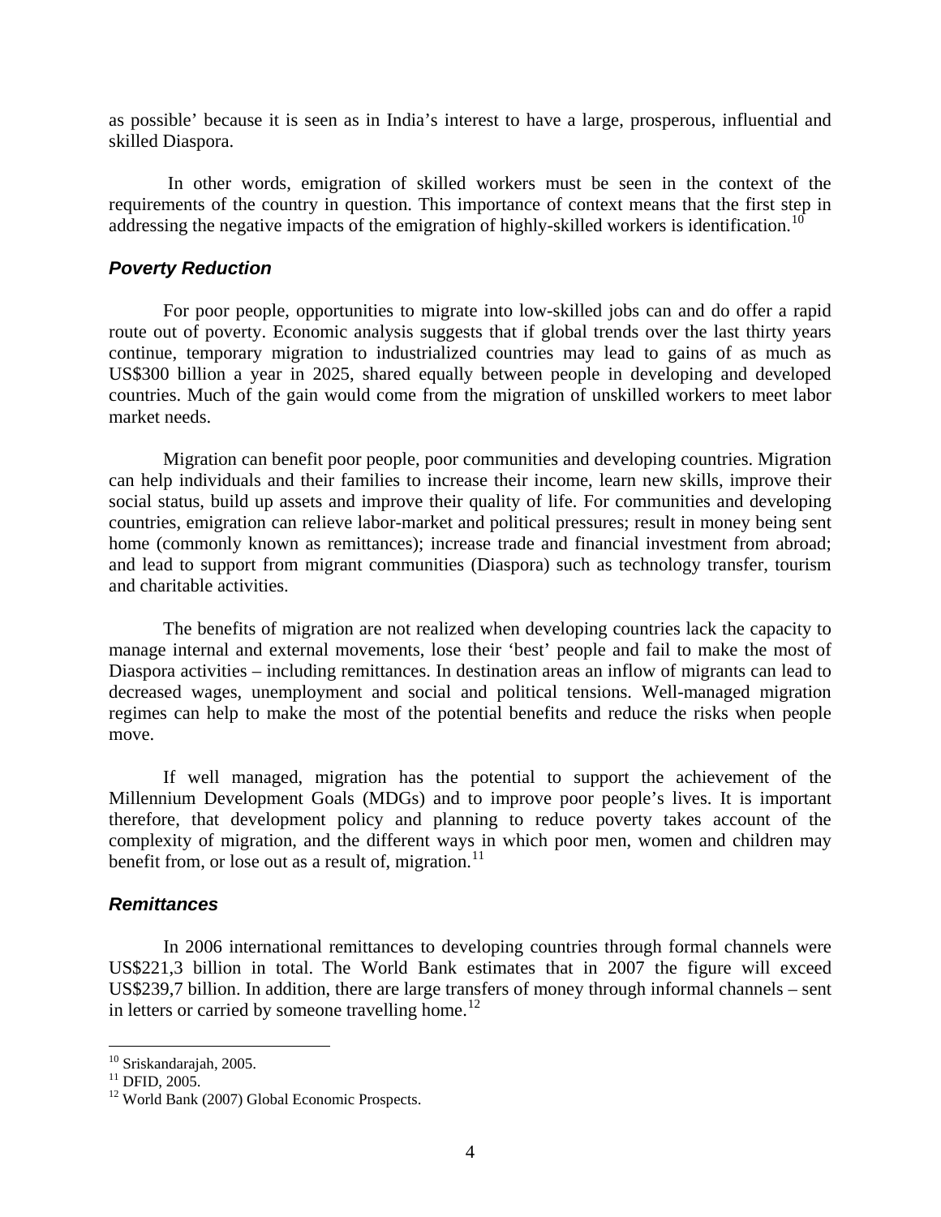as possible' because it is seen as in India's interest to have a large, prosperous, influential and skilled Diaspora.

In other words, emigration of skilled workers must be seen in the context of the requirements of the country in question. This importance of context means that the first step in addressing the negative impacts of the emigration of highly-skilled workers is identification.[10]

### *Poverty Reduction*

For poor people, opportunities to migrate into low-skilled jobs can and do offer a rapid route out of poverty. Economic analysis suggests that if global trends over the last thirty years continue, temporary migration to industrialized countries may lead to gains of as much as US$300 billion a year in 2025, shared equally between people in developing and developed countries. Much of the gain would come from the migration of unskilled workers to meet labor market needs.

Migration can benefit poor people, poor communities and developing countries. Migration can help individuals and their families to increase their income, learn new skills, improve their social status, build up assets and improve their quality of life. For communities and developing countries, emigration can relieve labor-market and political pressures; result in money being sent home (commonly known as remittances); increase trade and financial investment from abroad; and lead to support from migrant communities (Diaspora) such as technology transfer, tourism and charitable activities.

The benefits of migration are not realized when developing countries lack the capacity to manage internal and external movements, lose their 'best' people and fail to make the most of Diaspora activities – including remittances. In destination areas an inflow of migrants can lead to decreased wages, unemployment and social and political tensions. Well-managed migration regimes can help to make the most of the potential benefits and reduce the risks when people move.

If well managed, migration has the potential to support the achievement of the Millennium Development Goals (MDGs) and to improve poor people's lives. It is important therefore, that development policy and planning to reduce poverty takes account of the complexity of migration, and the different ways in which poor men, women and children may benefit from, or lose out as a result of, migration.[11]

### *Remittances*

In 2006 international remittances to developing countries through formal channels were US$221,3 billion in total. The World Bank estimates that in 2007 the figure will exceed US$239,7 billion. In addition, there are large transfers of money through informal channels – sent in letters or carried by someone travelling home.[12]

---

[10] Sriskandarajah, 2005.
[11] DFID, 2005.
[12] World Bank (2007) Global Economic Prospects.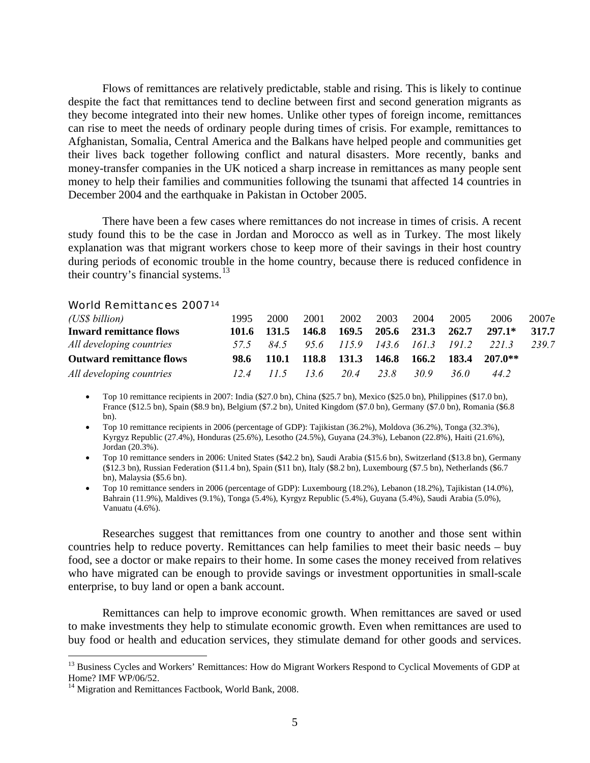Flows of remittances are relatively predictable, stable and rising. This is likely to continue despite the fact that remittances tend to decline between first and second generation migrants as they become integrated into their new homes. Unlike other types of foreign income, remittances can rise to meet the needs of ordinary people during times of crisis. For example, remittances to Afghanistan, Somalia, Central America and the Balkans have helped people and communities get their lives back together following conflict and natural disasters. More recently, banks and money-transfer companies in the UK noticed a sharp increase in remittances as many people sent money to help their families and communities following the tsunami that affected 14 countries in December 2004 and the earthquake in Pakistan in October 2005.

There have been a few cases where remittances do not increase in times of crisis. A recent study found this to be the case in Jordan and Morocco as well as in Turkey. The most likely explanation was that migrant workers chose to keep more of their savings in their host country during periods of economic trouble in the home country, because there is reduced confidence in their country's financial systems.[13]

World Remittances 2007[14]

| *(US$ billion)* | 1995 | 2000 | 2001 | 2002 | 2003 | 2004 | 2005 | 2006 | 2007e |
|---|---|---|---|---|---|---|---|---|---|
| **Inward remittance flows** | **101.6** | **131.5** | **146.8** | **169.5** | **205.6** | **231.3** | **262.7** | **297.1*** | **317.7** |
| *All developing countries* | *57.5* | *84.5* | *95.6* | *115.9* | *143.6* | *161.3* | *191.2* | *221.3* | *239.7* |
| **Outward remittance flows** | **98.6** | **110.1** | **118.8** | **131.3** | **146.8** | **166.2** | **183.4** | **207.0**** | |
| *All developing countries* | *12.4* | *11.5* | *13.6* | *20.4* | *23.8* | *30.9* | *36.0* | *44.2* | |

- Top 10 remittance recipients in 2007: India ($27.0 bn), China ($25.7 bn), Mexico ($25.0 bn), Philippines ($17.0 bn), France ($12.5 bn), Spain ($8.9 bn), Belgium ($7.2 bn), United Kingdom ($7.0 bn), Germany ($7.0 bn), Romania ($6.8 bn).
- Top 10 remittance recipients in 2006 (percentage of GDP): Tajikistan (36.2%), Moldova (36.2%), Tonga (32.3%), Kyrgyz Republic (27.4%), Honduras (25.6%), Lesotho (24.5%), Guyana (24.3%), Lebanon (22.8%), Haiti (21.6%), Jordan (20.3%).
- Top 10 remittance senders in 2006: United States ($42.2 bn), Saudi Arabia ($15.6 bn), Switzerland ($13.8 bn), Germany ($12.3 bn), Russian Federation ($11.4 bn), Spain ($11 bn), Italy ($8.2 bn), Luxembourg ($7.5 bn), Netherlands ($6.7 bn), Malaysia ($5.6 bn).
- Top 10 remittance senders in 2006 (percentage of GDP): Luxembourg (18.2%), Lebanon (18.2%), Tajikistan (14.0%), Bahrain (11.9%), Maldives (9.1%), Tonga (5.4%), Kyrgyz Republic (5.4%), Guyana (5.4%), Saudi Arabia (5.0%), Vanuatu (4.6%).

Researches suggest that remittances from one country to another and those sent within countries help to reduce poverty. Remittances can help families to meet their basic needs – buy food, see a doctor or make repairs to their home. In some cases the money received from relatives who have migrated can be enough to provide savings or investment opportunities in small-scale enterprise, to buy land or open a bank account.

Remittances can help to improve economic growth. When remittances are saved or used to make investments they help to stimulate economic growth. Even when remittances are used to buy food or health and education services, they stimulate demand for other goods and services.

---

[13] Business Cycles and Workers' Remittances: How do Migrant Workers Respond to Cyclical Movements of GDP at Home? IMF WP/06/52.

[14] Migration and Remittances Factbook, World Bank, 2008.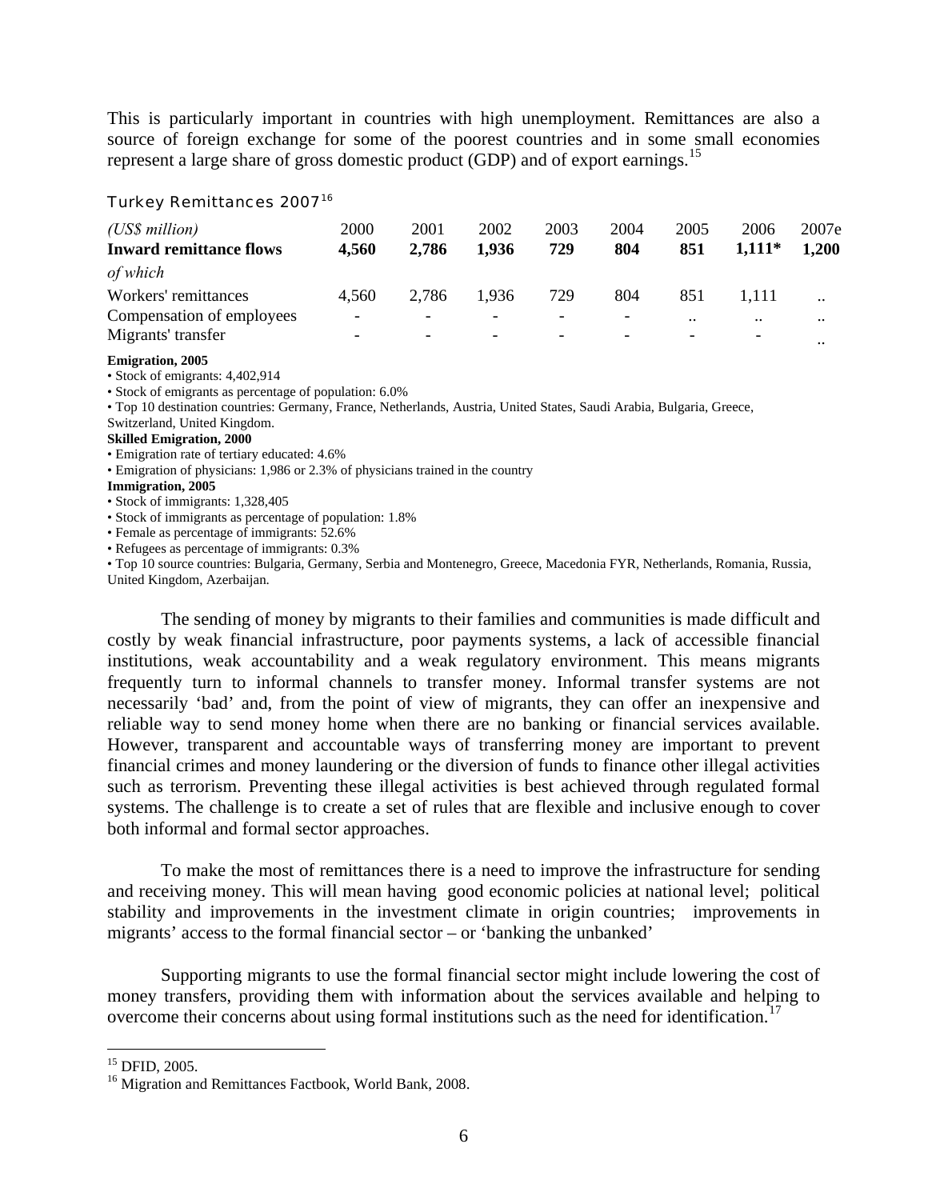This is particularly important in countries with high unemployment. Remittances are also a source of foreign exchange for some of the poorest countries and in some small economies represent a large share of gross domestic product (GDP) and of export earnings.[15]

Turkey Remittances 2007[16]

| *(US$ million)* | 2000 | 2001 | 2002 | 2003 | 2004 | 2005 | 2006 | 2007e |
|---|---|---|---|---|---|---|---|---|
| **Inward remittance flows** | **4,560** | **2,786** | **1,936** | **729** | **804** | **851** | **1,111*** | **1,200** |
| *of which* | | | | | | | | |
| Workers' remittances | 4,560 | 2,786 | 1,936 | 729 | 804 | 851 | 1,111 | .. |
| Compensation of employees | - | - | - | - | - | .. | .. | .. |
| Migrants' transfer | - | - | - | - | - | - | - | .. |

**Emigration, 2005**

- Stock of emigrants: 4,402,914
- Stock of emigrants as percentage of population: 6.0%
- Top 10 destination countries: Germany, France, Netherlands, Austria, United States, Saudi Arabia, Bulgaria, Greece, Switzerland, United Kingdom.

**Skilled Emigration, 2000**

- Emigration rate of tertiary educated: 4.6%
- Emigration of physicians: 1,986 or 2.3% of physicians trained in the country

**Immigration, 2005**

- Stock of immigrants: 1,328,405
- Stock of immigrants as percentage of population: 1.8%
- Female as percentage of immigrants: 52.6%
- Refugees as percentage of immigrants: 0.3%
- Top 10 source countries: Bulgaria, Germany, Serbia and Montenegro, Greece, Macedonia FYR, Netherlands, Romania, Russia, United Kingdom, Azerbaijan.

The sending of money by migrants to their families and communities is made difficult and costly by weak financial infrastructure, poor payments systems, a lack of accessible financial institutions, weak accountability and a weak regulatory environment. This means migrants frequently turn to informal channels to transfer money. Informal transfer systems are not necessarily 'bad' and, from the point of view of migrants, they can offer an inexpensive and reliable way to send money home when there are no banking or financial services available. However, transparent and accountable ways of transferring money are important to prevent financial crimes and money laundering or the diversion of funds to finance other illegal activities such as terrorism. Preventing these illegal activities is best achieved through regulated formal systems. The challenge is to create a set of rules that are flexible and inclusive enough to cover both informal and formal sector approaches.

To make the most of remittances there is a need to improve the infrastructure for sending and receiving money. This will mean having good economic policies at national level; political stability and improvements in the investment climate in origin countries; improvements in migrants' access to the formal financial sector – or 'banking the unbanked'

Supporting migrants to use the formal financial sector might include lowering the cost of money transfers, providing them with information about the services available and helping to overcome their concerns about using formal institutions such as the need for identification.[17]

---

[15] DFID, 2005.

[16] Migration and Remittances Factbook, World Bank, 2008.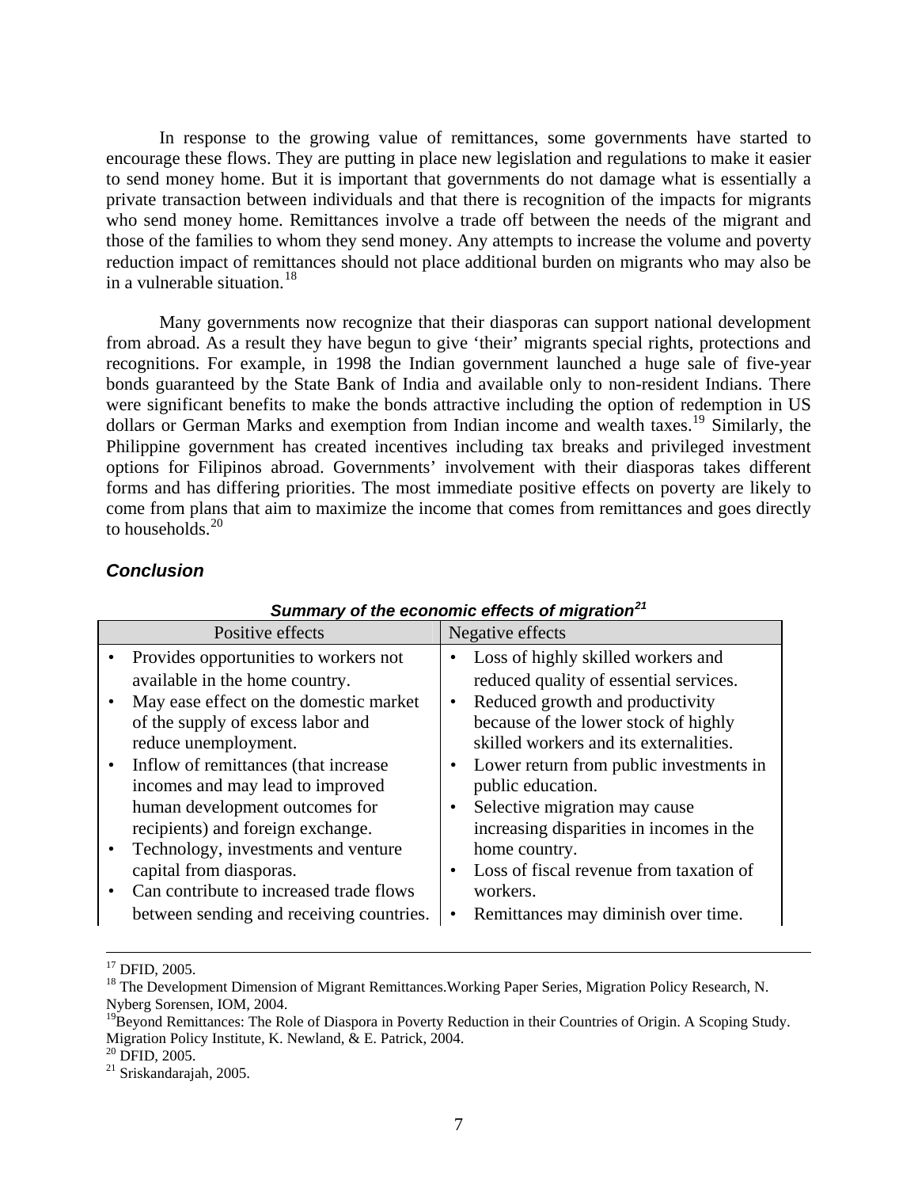In response to the growing value of remittances, some governments have started to encourage these flows. They are putting in place new legislation and regulations to make it easier to send money home. But it is important that governments do not damage what is essentially a private transaction between individuals and that there is recognition of the impacts for migrants who send money home. Remittances involve a trade off between the needs of the migrant and those of the families to whom they send money. Any attempts to increase the volume and poverty reduction impact of remittances should not place additional burden on migrants who may also be in a vulnerable situation.[18]

Many governments now recognize that their diasporas can support national development from abroad. As a result they have begun to give 'their' migrants special rights, protections and recognitions. For example, in 1998 the Indian government launched a huge sale of five-year bonds guaranteed by the State Bank of India and available only to non-resident Indians. There were significant benefits to make the bonds attractive including the option of redemption in US dollars or German Marks and exemption from Indian income and wealth taxes.[19] Similarly, the Philippine government has created incentives including tax breaks and privileged investment options for Filipinos abroad. Governments' involvement with their diasporas takes different forms and has differing priorities. The most immediate positive effects on poverty are likely to come from plans that aim to maximize the income that comes from remittances and goes directly to households.[20]

### *Conclusion*

***Summary of the economic effects of migration***[21]

| Positive effects | Negative effects |
|---|---|
| • Provides opportunities to workers not available in the home country.<br>• May ease effect on the domestic market of the supply of excess labor and reduce unemployment.<br>• Inflow of remittances (that increase incomes and may lead to improved human development outcomes for recipients) and foreign exchange.<br>• Technology, investments and venture capital from diasporas.<br>• Can contribute to increased trade flows between sending and receiving countries. | • Loss of highly skilled workers and reduced quality of essential services.<br>• Reduced growth and productivity because of the lower stock of highly skilled workers and its externalities.<br>• Lower return from public investments in public education.<br>• Selective migration may cause increasing disparities in incomes in the home country.<br>• Loss of fiscal revenue from taxation of workers.<br>• Remittances may diminish over time. |

---

[17] DFID, 2005.

[18] The Development Dimension of Migrant Remittances.Working Paper Series, Migration Policy Research, N. Nyberg Sorensen, IOM, 2004.

[19] Beyond Remittances: The Role of Diaspora in Poverty Reduction in their Countries of Origin. A Scoping Study. Migration Policy Institute, K. Newland, & E. Patrick, 2004.

[20] DFID, 2005.

[21] Sriskandarajah, 2005.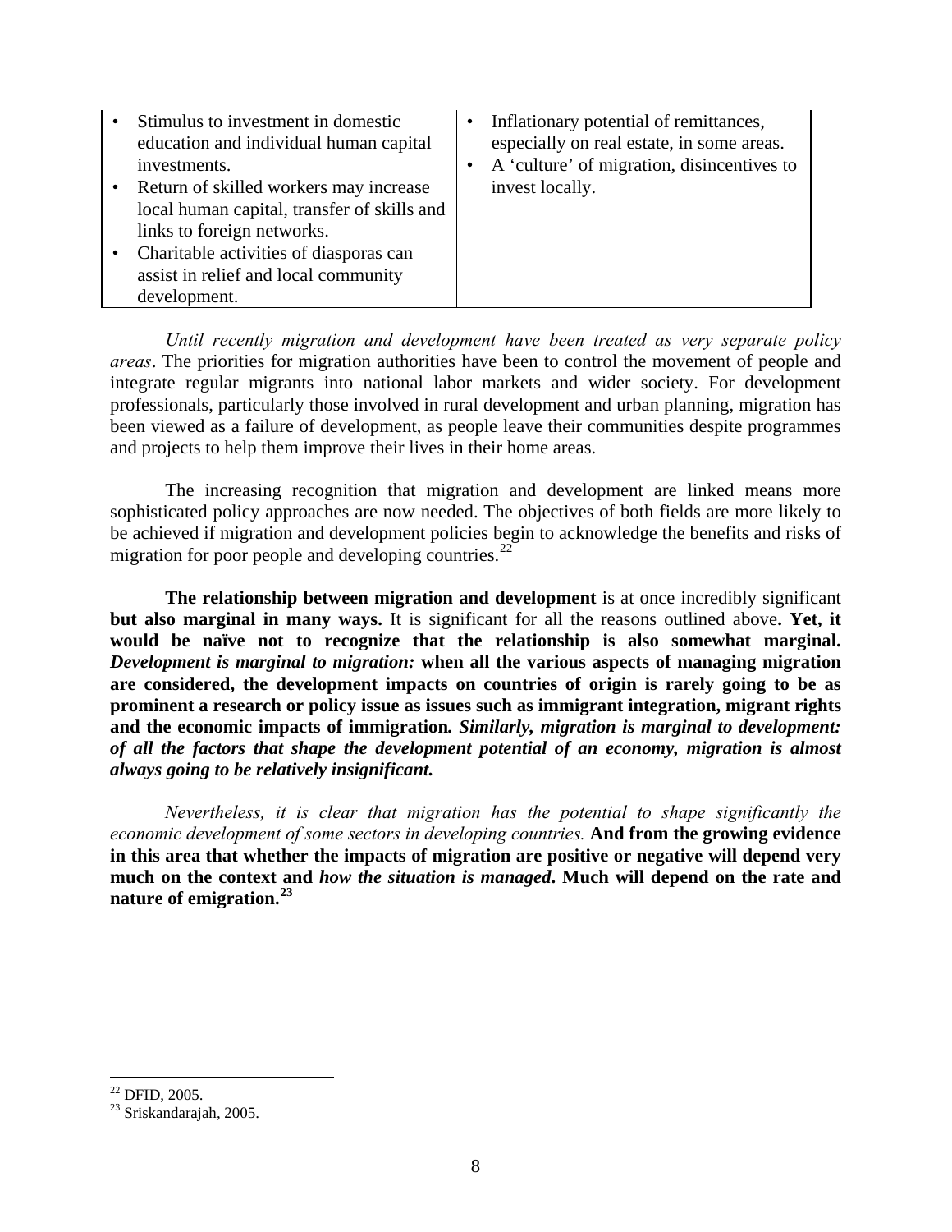| | |
|---|---|
| • Stimulus to investment in domestic education and individual human capital investments.<br>• Return of skilled workers may increase local human capital, transfer of skills and links to foreign networks.<br>• Charitable activities of diasporas can assist in relief and local community development. | • Inflationary potential of remittances, especially on real estate, in some areas.<br>• A 'culture' of migration, disincentives to invest locally. |

*Until recently migration and development have been treated as very separate policy areas*. The priorities for migration authorities have been to control the movement of people and integrate regular migrants into national labor markets and wider society. For development professionals, particularly those involved in rural development and urban planning, migration has been viewed as a failure of development, as people leave their communities despite programmes and projects to help them improve their lives in their home areas.

The increasing recognition that migration and development are linked means more sophisticated policy approaches are now needed. The objectives of both fields are more likely to be achieved if migration and development policies begin to acknowledge the benefits and risks of migration for poor people and developing countries.[22]

**The relationship between migration and development** is at once incredibly significant **but also marginal in many ways.** It is significant for all the reasons outlined above**. Yet, it would be naïve not to recognize that the relationship is also somewhat marginal.** ***Development is marginal to migration:*** **when all the various aspects of managing migration are considered, the development impacts on countries of origin is rarely going to be as prominent a research or policy issue as issues such as immigrant integration, migrant rights and the economic impacts of immigration*.*** ***Similarly, migration is marginal to development: of all the factors that shape the development potential of an economy, migration is almost always going to be relatively insignificant.***

*Nevertheless, it is clear that migration has the potential to shape significantly the economic development of some sectors in developing countries.* **And from the growing evidence in this area that whether the impacts of migration are positive or negative will depend very much on the context and *how the situation is managed*. Much will depend on the rate and nature of emigration.**[23]

[22] DFID, 2005.
[23] Sriskandarajah, 2005.